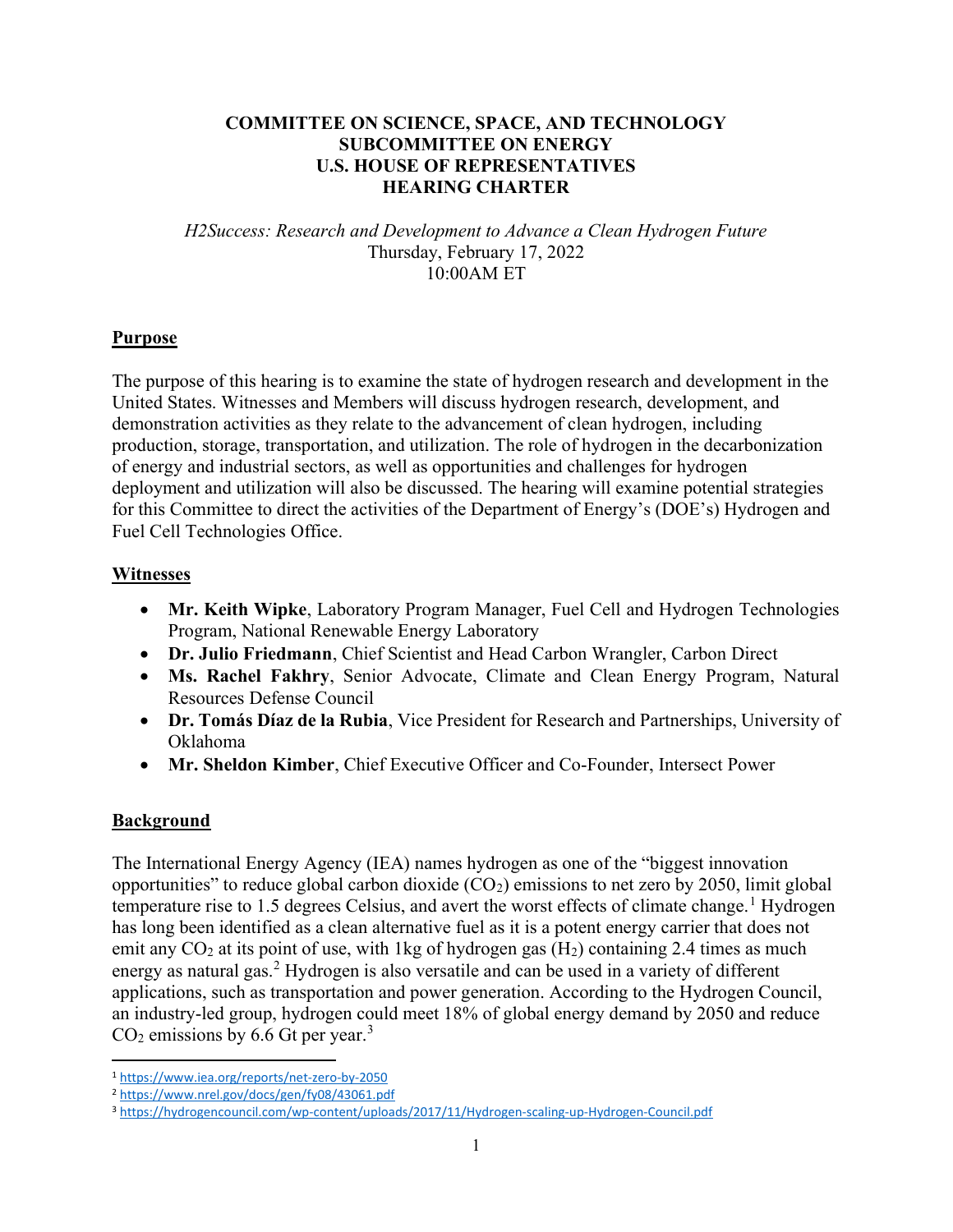# COMMITTEE ON SCIENCE, SPACE, AND TECHNOLOGY
# SUBCOMMITTEE ON ENERGY
# U.S. HOUSE OF REPRESENTATIVES
# HEARING CHARTER

*H2Success: Research and Development to Advance a Clean Hydrogen Future*
Thursday, February 17, 2022
10:00AM ET

## Purpose

The purpose of this hearing is to examine the state of hydrogen research and development in the United States. Witnesses and Members will discuss hydrogen research, development, and demonstration activities as they relate to the advancement of clean hydrogen, including production, storage, transportation, and utilization. The role of hydrogen in the decarbonization of energy and industrial sectors, as well as opportunities and challenges for hydrogen deployment and utilization will also be discussed. The hearing will examine potential strategies for this Committee to direct the activities of the Department of Energy's (DOE's) Hydrogen and Fuel Cell Technologies Office.

## Witnesses

- **Mr. Keith Wipke**, Laboratory Program Manager, Fuel Cell and Hydrogen Technologies Program, National Renewable Energy Laboratory
- **Dr. Julio Friedmann**, Chief Scientist and Head Carbon Wrangler, Carbon Direct
- **Ms. Rachel Fakhry**, Senior Advocate, Climate and Clean Energy Program, Natural Resources Defense Council
- **Dr. Tomás Díaz de la Rubia**, Vice President for Research and Partnerships, University of Oklahoma
- **Mr. Sheldon Kimber**, Chief Executive Officer and Co-Founder, Intersect Power

## Background

The International Energy Agency (IEA) names hydrogen as one of the "biggest innovation opportunities" to reduce global carbon dioxide ($CO_2$) emissions to net zero by 2050, limit global temperature rise to 1.5 degrees Celsius, and avert the worst effects of climate change.[1] Hydrogen has long been identified as a clean alternative fuel as it is a potent energy carrier that does not emit any $CO_2$ at its point of use, with 1kg of hydrogen gas ($H_2$) containing 2.4 times as much energy as natural gas.[2] Hydrogen is also versatile and can be used in a variety of different applications, such as transportation and power generation. According to the Hydrogen Council, an industry-led group, hydrogen could meet 18% of global energy demand by 2050 and reduce $CO_2$ emissions by 6.6 Gt per year.[3]

---

[1] https://www.iea.org/reports/net-zero-by-2050
[2] https://www.nrel.gov/docs/gen/fy08/43061.pdf
[3] https://hydrogencouncil.com/wp-content/uploads/2017/11/Hydrogen-scaling-up-Hydrogen-Council.pdf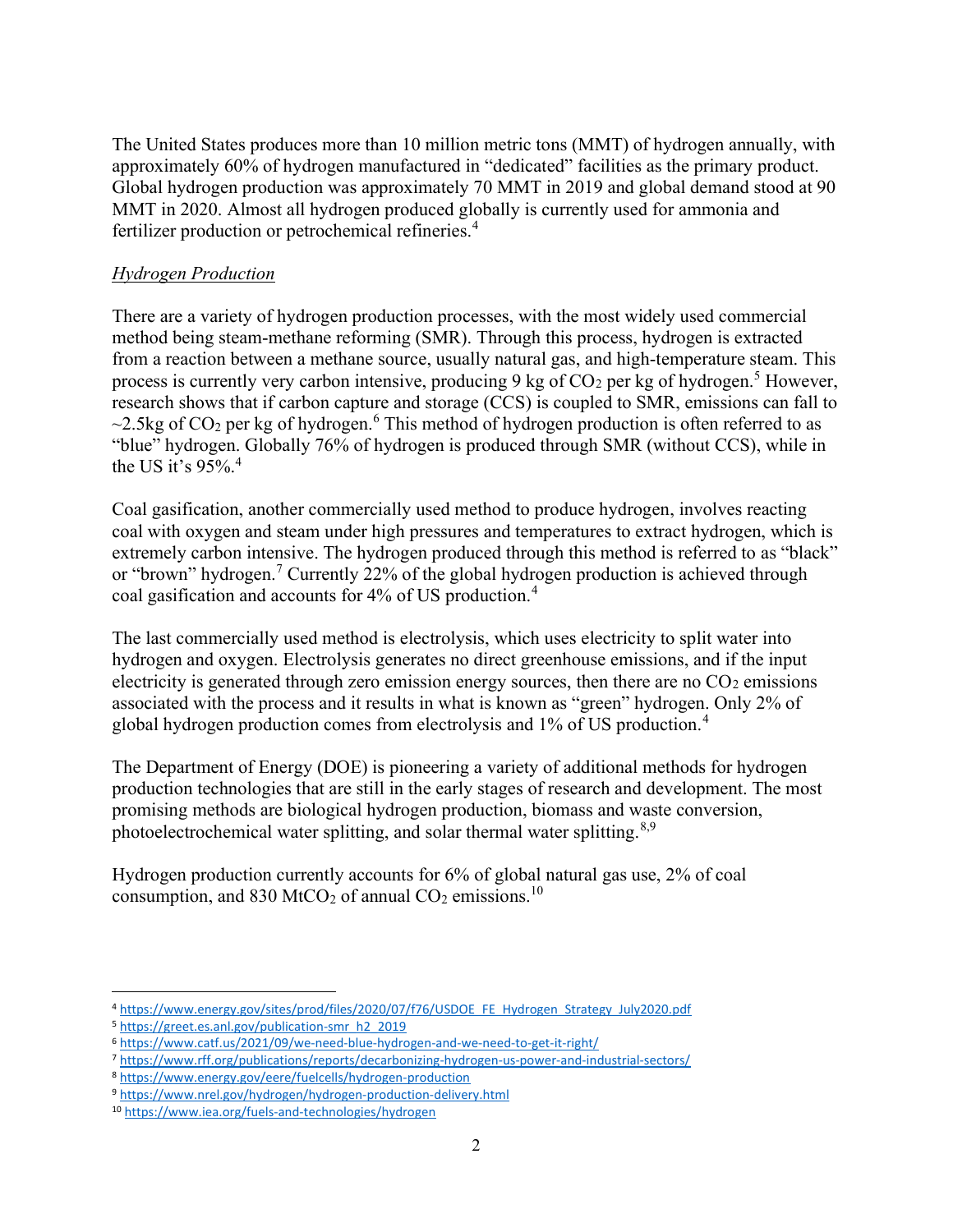The United States produces more than 10 million metric tons (MMT) of hydrogen annually, with approximately 60% of hydrogen manufactured in "dedicated" facilities as the primary product. Global hydrogen production was approximately 70 MMT in 2019 and global demand stood at 90 MMT in 2020. Almost all hydrogen produced globally is currently used for ammonia and fertilizer production or petrochemical refineries.[4]

*Hydrogen Production*

There are a variety of hydrogen production processes, with the most widely used commercial method being steam-methane reforming (SMR). Through this process, hydrogen is extracted from a reaction between a methane source, usually natural gas, and high-temperature steam. This process is currently very carbon intensive, producing 9 kg of $CO_2$ per kg of hydrogen.[5] However, research shows that if carbon capture and storage (CCS) is coupled to SMR, emissions can fall to ~2.5kg of $CO_2$ per kg of hydrogen.[6] This method of hydrogen production is often referred to as "blue" hydrogen. Globally 76% of hydrogen is produced through SMR (without CCS), while in the US it's 95%.[4]

Coal gasification, another commercially used method to produce hydrogen, involves reacting coal with oxygen and steam under high pressures and temperatures to extract hydrogen, which is extremely carbon intensive. The hydrogen produced through this method is referred to as "black" or "brown" hydrogen.[7] Currently 22% of the global hydrogen production is achieved through coal gasification and accounts for 4% of US production.[4]

The last commercially used method is electrolysis, which uses electricity to split water into hydrogen and oxygen. Electrolysis generates no direct greenhouse emissions, and if the input electricity is generated through zero emission energy sources, then there are no $CO_2$ emissions associated with the process and it results in what is known as "green" hydrogen. Only 2% of global hydrogen production comes from electrolysis and 1% of US production.[4]

The Department of Energy (DOE) is pioneering a variety of additional methods for hydrogen production technologies that are still in the early stages of research and development. The most promising methods are biological hydrogen production, biomass and waste conversion, photoelectrochemical water splitting, and solar thermal water splitting.[8,9]

Hydrogen production currently accounts for 6% of global natural gas use, 2% of coal consumption, and 830 $MtCO_2$ of annual $CO_2$ emissions.[10]

---

[4] https://www.energy.gov/sites/prod/files/2020/07/f76/USDOE_FE_Hydrogen_Strategy_July2020.pdf
[5] https://greet.es.anl.gov/publication-smr_h2_2019
[6] https://www.catf.us/2021/09/we-need-blue-hydrogen-and-we-need-to-get-it-right/
[7] https://www.rff.org/publications/reports/decarbonizing-hydrogen-us-power-and-industrial-sectors/
[8] https://www.energy.gov/eere/fuelcells/hydrogen-production
[9] https://www.nrel.gov/hydrogen/hydrogen-production-delivery.html
[10] https://www.iea.org/fuels-and-technologies/hydrogen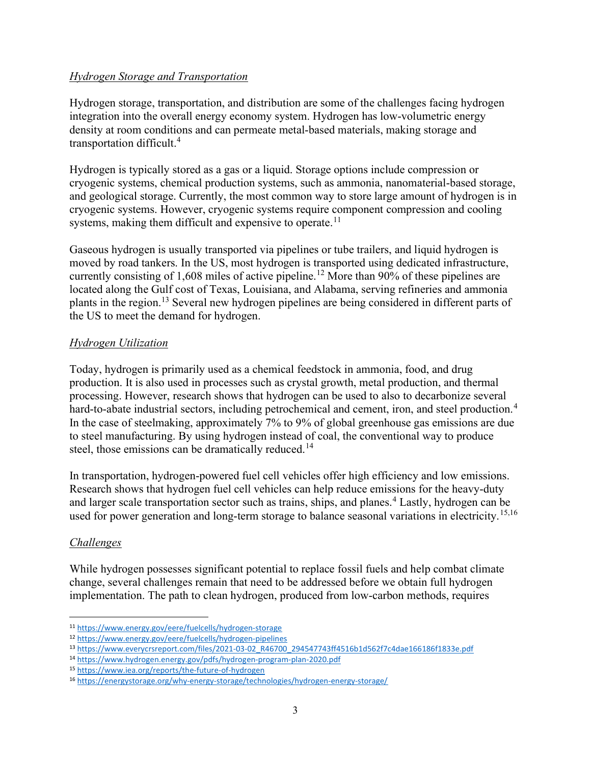*Hydrogen Storage and Transportation*

Hydrogen storage, transportation, and distribution are some of the challenges facing hydrogen integration into the overall energy economy system. Hydrogen has low-volumetric energy density at room conditions and can permeate metal-based materials, making storage and transportation difficult.[4]

Hydrogen is typically stored as a gas or a liquid. Storage options include compression or cryogenic systems, chemical production systems, such as ammonia, nanomaterial-based storage, and geological storage. Currently, the most common way to store large amount of hydrogen is in cryogenic systems. However, cryogenic systems require component compression and cooling systems, making them difficult and expensive to operate.[11]

Gaseous hydrogen is usually transported via pipelines or tube trailers, and liquid hydrogen is moved by road tankers. In the US, most hydrogen is transported using dedicated infrastructure, currently consisting of 1,608 miles of active pipeline.[12] More than 90% of these pipelines are located along the Gulf cost of Texas, Louisiana, and Alabama, serving refineries and ammonia plants in the region.[13] Several new hydrogen pipelines are being considered in different parts of the US to meet the demand for hydrogen.

*Hydrogen Utilization*

Today, hydrogen is primarily used as a chemical feedstock in ammonia, food, and drug production. It is also used in processes such as crystal growth, metal production, and thermal processing. However, research shows that hydrogen can be used to also to decarbonize several hard-to-abate industrial sectors, including petrochemical and cement, iron, and steel production.[4] In the case of steelmaking, approximately 7% to 9% of global greenhouse gas emissions are due to steel manufacturing. By using hydrogen instead of coal, the conventional way to produce steel, those emissions can be dramatically reduced.[14]

In transportation, hydrogen-powered fuel cell vehicles offer high efficiency and low emissions. Research shows that hydrogen fuel cell vehicles can help reduce emissions for the heavy-duty and larger scale transportation sector such as trains, ships, and planes.[4] Lastly, hydrogen can be used for power generation and long-term storage to balance seasonal variations in electricity.[15,16]

*Challenges*

While hydrogen possesses significant potential to replace fossil fuels and help combat climate change, several challenges remain that need to be addressed before we obtain full hydrogen implementation. The path to clean hydrogen, produced from low-carbon methods, requires

---

[11] https://www.energy.gov/eere/fuelcells/hydrogen-storage

[12] https://www.energy.gov/eere/fuelcells/hydrogen-pipelines

[13] https://www.everycrsreport.com/files/2021-03-02_R46700_294547743ff4516b1d562f7c4dae166186f1833e.pdf

[14] https://www.hydrogen.energy.gov/pdfs/hydrogen-program-plan-2020.pdf

[15] https://www.iea.org/reports/the-future-of-hydrogen

[16] https://energystorage.org/why-energy-storage/technologies/hydrogen-energy-storage/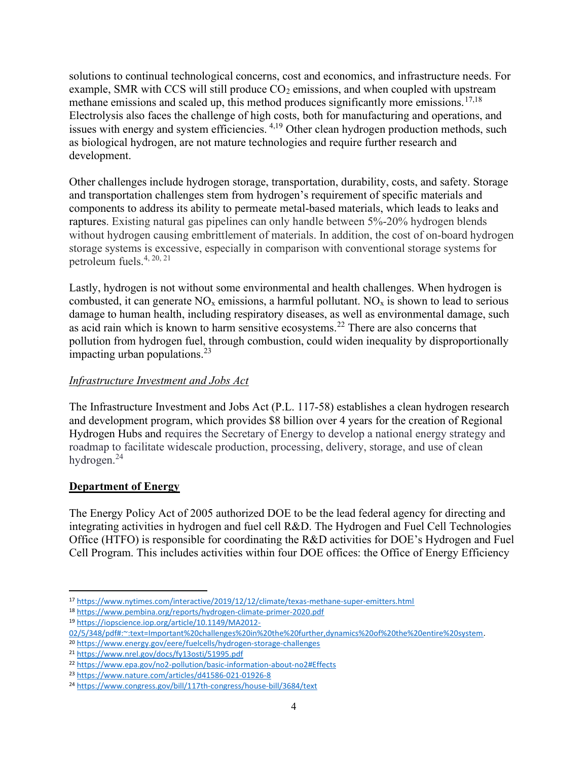solutions to continual technological concerns, cost and economics, and infrastructure needs. For example, SMR with CCS will still produce $CO_2$ emissions, and when coupled with upstream methane emissions and scaled up, this method produces significantly more emissions.[17,18] Electrolysis also faces the challenge of high costs, both for manufacturing and operations, and issues with energy and system efficiencies.[4,19] Other clean hydrogen production methods, such as biological hydrogen, are not mature technologies and require further research and development.

Other challenges include hydrogen storage, transportation, durability, costs, and safety. Storage and transportation challenges stem from hydrogen's requirement of specific materials and components to address its ability to permeate metal-based materials, which leads to leaks and raptures. Existing natural gas pipelines can only handle between 5%-20% hydrogen blends without hydrogen causing embrittlement of materials. In addition, the cost of on-board hydrogen storage systems is excessive, especially in comparison with conventional storage systems for petroleum fuels.[4, 20, 21]

Lastly, hydrogen is not without some environmental and health challenges. When hydrogen is combusted, it can generate $NO_x$ emissions, a harmful pollutant. $NO_x$ is shown to lead to serious damage to human health, including respiratory diseases, as well as environmental damage, such as acid rain which is known to harm sensitive ecosystems.[22] There are also concerns that pollution from hydrogen fuel, through combustion, could widen inequality by disproportionally impacting urban populations.[23]

*Infrastructure Investment and Jobs Act*

The Infrastructure Investment and Jobs Act (P.L. 117-58) establishes a clean hydrogen research and development program, which provides $8 billion over 4 years for the creation of Regional Hydrogen Hubs and requires the Secretary of Energy to develop a national energy strategy and roadmap to facilitate widescale production, processing, delivery, storage, and use of clean hydrogen.[24]

## Department of Energy

The Energy Policy Act of 2005 authorized DOE to be the lead federal agency for directing and integrating activities in hydrogen and fuel cell R&D. The Hydrogen and Fuel Cell Technologies Office (HTFO) is responsible for coordinating the R&D activities for DOE's Hydrogen and Fuel Cell Program. This includes activities within four DOE offices: the Office of Energy Efficiency

---

[17] https://www.nytimes.com/interactive/2019/12/12/climate/texas-methane-super-emitters.html

[18] https://www.pembina.org/reports/hydrogen-climate-primer-2020.pdf

[19] https://iopscience.iop.org/article/10.1149/MA2012-02/5/348/pdf#:~:text=Important%20challenges%20in%20the%20further,dynamics%20of%20the%20entire%20system.

[20] https://www.energy.gov/eere/fuelcells/hydrogen-storage-challenges

[21] https://www.nrel.gov/docs/fy13osti/51995.pdf

[22] https://www.epa.gov/no2-pollution/basic-information-about-no2#Effects

[23] https://www.nature.com/articles/d41586-021-01926-8

[24] https://www.congress.gov/bill/117th-congress/house-bill/3684/text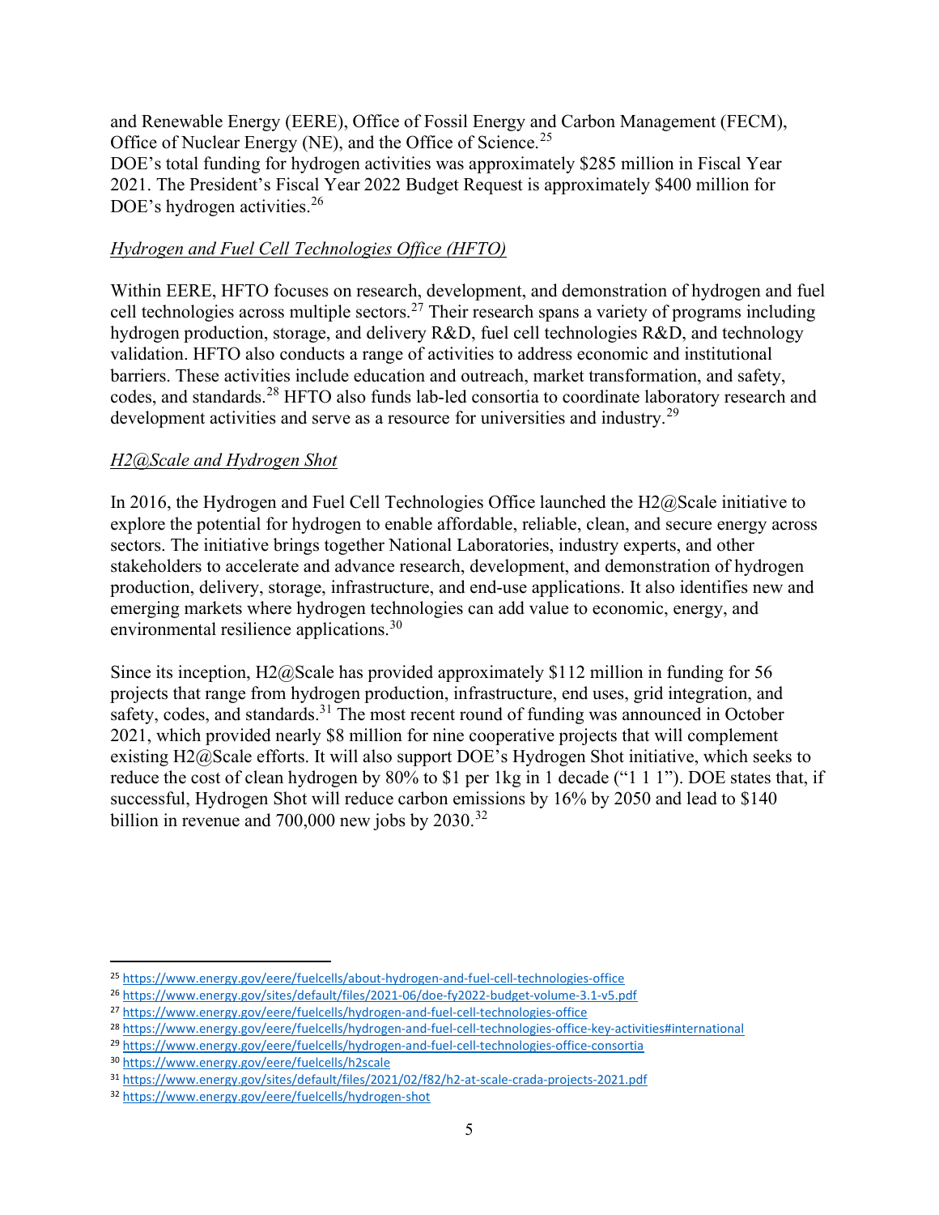and Renewable Energy (EERE), Office of Fossil Energy and Carbon Management (FECM), Office of Nuclear Energy (NE), and the Office of Science.[25]
DOE's total funding for hydrogen activities was approximately $285 million in Fiscal Year 2021. The President's Fiscal Year 2022 Budget Request is approximately $400 million for DOE's hydrogen activities.[26]

*Hydrogen and Fuel Cell Technologies Office (HFTO)*

Within EERE, HFTO focuses on research, development, and demonstration of hydrogen and fuel cell technologies across multiple sectors.[27] Their research spans a variety of programs including hydrogen production, storage, and delivery R&D, fuel cell technologies R&D, and technology validation. HFTO also conducts a range of activities to address economic and institutional barriers. These activities include education and outreach, market transformation, and safety, codes, and standards.[28] HFTO also funds lab-led consortia to coordinate laboratory research and development activities and serve as a resource for universities and industry.[29]

*H2@Scale and Hydrogen Shot*

In 2016, the Hydrogen and Fuel Cell Technologies Office launched the H2@Scale initiative to explore the potential for hydrogen to enable affordable, reliable, clean, and secure energy across sectors. The initiative brings together National Laboratories, industry experts, and other stakeholders to accelerate and advance research, development, and demonstration of hydrogen production, delivery, storage, infrastructure, and end-use applications. It also identifies new and emerging markets where hydrogen technologies can add value to economic, energy, and environmental resilience applications.[30]

Since its inception, H2@Scale has provided approximately $112 million in funding for 56 projects that range from hydrogen production, infrastructure, end uses, grid integration, and safety, codes, and standards.[31] The most recent round of funding was announced in October 2021, which provided nearly $8 million for nine cooperative projects that will complement existing H2@Scale efforts. It will also support DOE's Hydrogen Shot initiative, which seeks to reduce the cost of clean hydrogen by 80% to $1 per 1kg in 1 decade ("1 1 1"). DOE states that, if successful, Hydrogen Shot will reduce carbon emissions by 16% by 2050 and lead to $140 billion in revenue and 700,000 new jobs by 2030.[32]

---

[25] https://www.energy.gov/eere/fuelcells/about-hydrogen-and-fuel-cell-technologies-office
[26] https://www.energy.gov/sites/default/files/2021-06/doe-fy2022-budget-volume-3.1-v5.pdf
[27] https://www.energy.gov/eere/fuelcells/hydrogen-and-fuel-cell-technologies-office
[28] https://www.energy.gov/eere/fuelcells/hydrogen-and-fuel-cell-technologies-office-key-activities#international
[29] https://www.energy.gov/eere/fuelcells/hydrogen-and-fuel-cell-technologies-office-consortia
[30] https://www.energy.gov/eere/fuelcells/h2scale
[31] https://www.energy.gov/sites/default/files/2021/02/f82/h2-at-scale-crada-projects-2021.pdf
[32] https://www.energy.gov/eere/fuelcells/hydrogen-shot